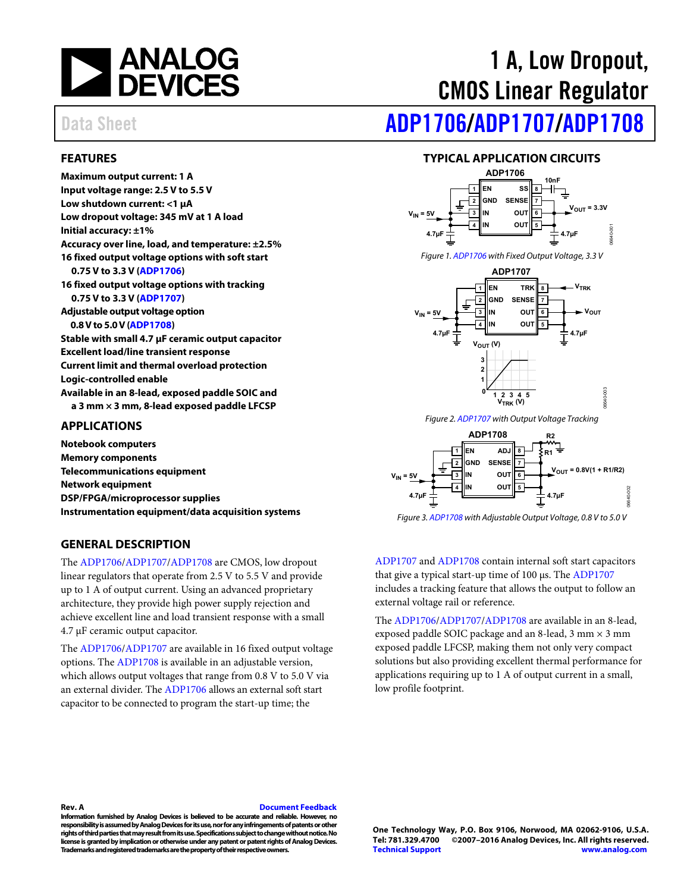# 1 A, Low Dropout, CMOS Linear Regulator

Data Sheet

# ADP1706/ADP1707/ADP1708

## FEATURES

**Maximum output current: 1 A**
**Input voltage range: 2.5 V to 5.5 V**
**Low shutdown current: <1 µA**
**Low dropout voltage: 345 mV at 1 A load**
**Initial accuracy: ±1%**
**Accuracy over line, load, and temperature: ±2.5%**
**16 fixed output voltage options with soft start**
**0.75 V to 3.3 V (ADP1706)**
**16 fixed output voltage options with tracking**
**0.75 V to 3.3 V (ADP1707)**
**Adjustable output voltage option**
**0.8 V to 5.0 V (ADP1708)**
**Stable with small 4.7 µF ceramic output capacitor**
**Excellent load/line transient response**
**Current limit and thermal overload protection**
**Logic-controlled enable**
**Available in an 8-lead, exposed paddle SOIC and a 3 mm × 3 mm, 8-lead exposed paddle LFCSP**

## APPLICATIONS

**Notebook computers**
**Memory components**
**Telecommunications equipment**
**Network equipment**
**DSP/FPGA/microprocessor supplies**
**Instrumentation equipment/data acquisition systems**

## GENERAL DESCRIPTION

The ADP1706/ADP1707/ADP1708 are CMOS, low dropout linear regulators that operate from 2.5 V to 5.5 V and provide up to 1 A of output current. Using an advanced proprietary architecture, they provide high power supply rejection and achieve excellent line and load transient response with a small 4.7 µF ceramic output capacitor.

The ADP1706/ADP1707 are available in 16 fixed output voltage options. The ADP1708 is available in an adjustable version, which allows output voltages that range from 0.8 V to 5.0 V via an external divider. The ADP1706 allows an external soft start capacitor to be connected to program the start-up time; the ADP1707 and ADP1708 contain internal soft start capacitors that give a typical start-up time of 100 µs. The ADP1707 includes a tracking feature that allows the output to follow an external voltage rail or reference.

The ADP1706/ADP1707/ADP1708 are available in an 8-lead, exposed paddle SOIC package and an 8-lead, 3 mm × 3 mm exposed paddle LFCSP, making them not only very compact solutions but also providing excellent thermal performance for applications requiring up to 1 A of output current in a small, low profile footprint.

## TYPICAL APPLICATION CIRCUITS

*Figure 1. ADP1706 with Fixed Output Voltage, 3.3 V*

*Figure 2. ADP1707 with Output Voltage Tracking*

*Figure 3. ADP1708 with Adjustable Output Voltage, 0.8 V to 5.0 V*

Rev. A

Information furnished by Analog Devices is believed to be accurate and reliable. However, no responsibility is assumed by Analog Devices for its use, nor for any infringements of patents or other rights of third parties that may result from its use. Specifications subject to change without notice. No license is granted by implication or otherwise under any patent or patent rights of Analog Devices. Trademarks and registered trademarks are the property of their respective owners.

One Technology Way, P.O. Box 9106, Norwood, MA 02062-9106, U.S.A.
Tel: 781.329.4700 ©2007–2016 Analog Devices, Inc. All rights reserved.
Technical Support www.analog.com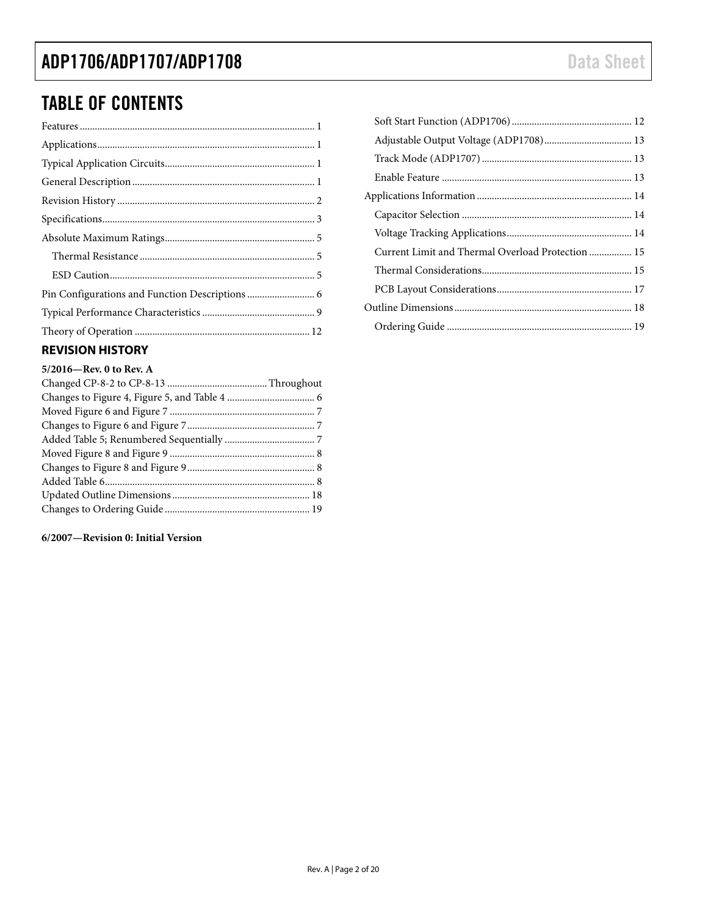## TABLE OF CONTENTS

Features ... 1
Applications ... 1
Typical Application Circuits ... 1
General Description ... 1
Revision History ... 2
Specifications ... 3
Absolute Maximum Ratings ... 5
  Thermal Resistance ... 5
  ESD Caution ... 5
Pin Configurations and Function Descriptions ... 6
Typical Performance Characteristics ... 9
Theory of Operation ... 12
  Soft Start Function (ADP1706) ... 12
  Adjustable Output Voltage (ADP1708) ... 13
  Track Mode (ADP1707) ... 13
  Enable Feature ... 13
Applications Information ... 14
  Capacitor Selection ... 14
  Voltage Tracking Applications ... 14
  Current Limit and Thermal Overload Protection ... 15
  Thermal Considerations ... 15
  PCB Layout Considerations ... 17
Outline Dimensions ... 18
  Ordering Guide ... 19

### REVISION HISTORY

**5/2016—Rev. 0 to Rev. A**

Changed CP-8-2 to CP-8-13 ... Throughout
Changes to Figure 4, Figure 5, and Table 4 ... 6
Moved Figure 6 and Figure 7 ... 7
Changes to Figure 6 and Figure 7 ... 7
Added Table 5; Renumbered Sequentially ... 7
Moved Figure 8 and Figure 9 ... 8
Changes to Figure 8 and Figure 9 ... 8
Added Table 6 ... 8
Updated Outline Dimensions ... 18
Changes to Ordering Guide ... 19

**6/2007—Revision 0: Initial Version**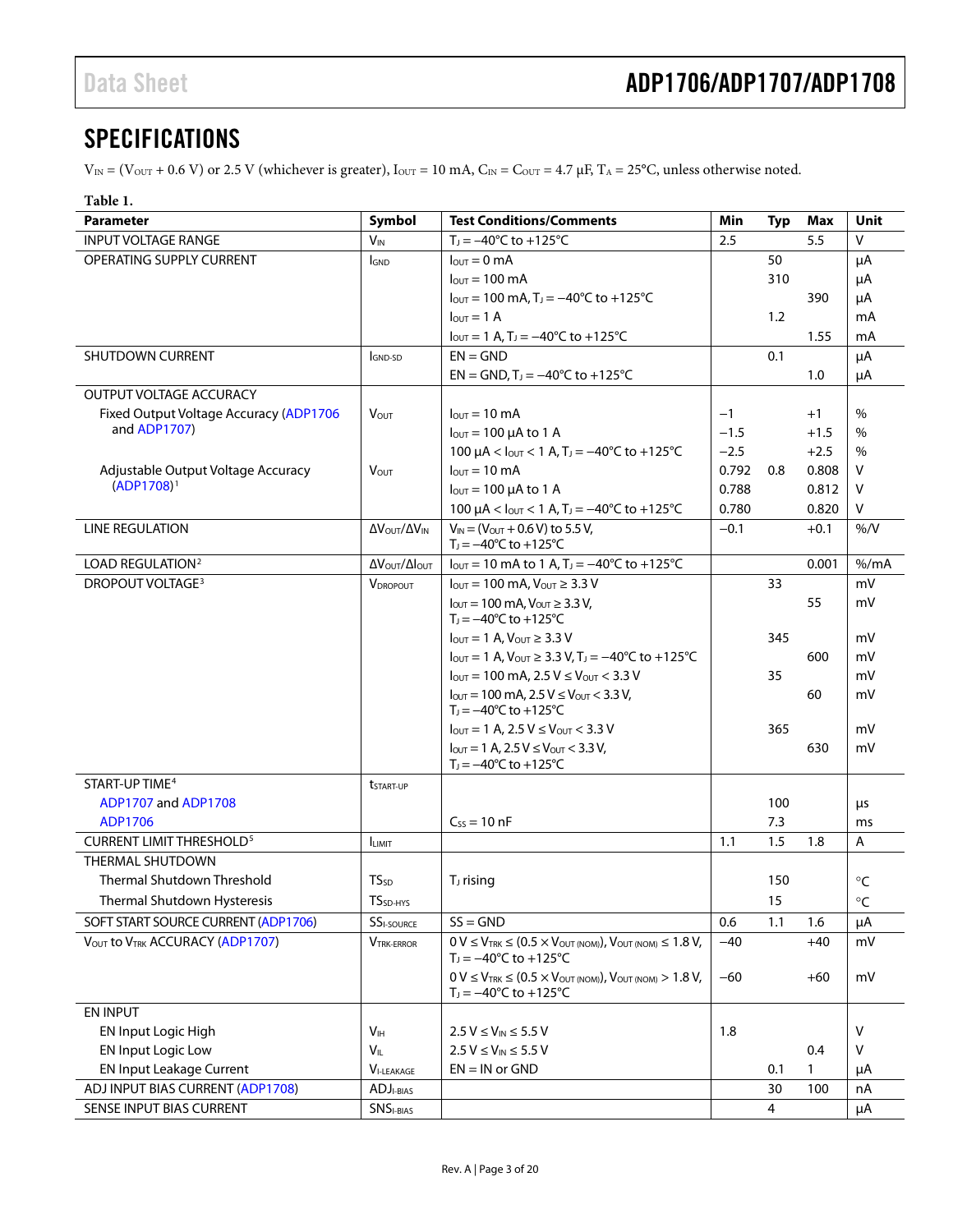## SPECIFICATIONS

$V_{IN}$ = ($V_{OUT}$ + 0.6 V) or 2.5 V (whichever is greater), $I_{OUT}$ = 10 mA, $C_{IN}$ = $C_{OUT}$ = 4.7 µF, $T_A$ = 25°C, unless otherwise noted.

**Table 1.**

| Parameter | Symbol | Test Conditions/Comments | Min | Typ | Max | Unit |
|---|---|---|---|---|---|---|
| INPUT VOLTAGE RANGE | $V_{IN}$ | $T_J$ = −40°C to +125°C | 2.5 | | 5.5 | V |
| OPERATING SUPPLY CURRENT | $I_{GND}$ | $I_{OUT}$ = 0 mA | | 50 | | µA |
| | | $I_{OUT}$ = 100 mA | | 310 | | µA |
| | | $I_{OUT}$ = 100 mA, $T_J$ = −40°C to +125°C | | | 390 | µA |
| | | $I_{OUT}$ = 1 A | | 1.2 | | mA |
| | | $I_{OUT}$ = 1 A, $T_J$ = −40°C to +125°C | | | 1.55 | mA |
| SHUTDOWN CURRENT | $I_{GND-SD}$ | EN = GND | | 0.1 | | µA |
| | | EN = GND, $T_J$ = −40°C to +125°C | | | 1.0 | µA |
| OUTPUT VOLTAGE ACCURACY | | | | | | |
| Fixed Output Voltage Accuracy (ADP1706 and ADP1707) | $V_{OUT}$ | $I_{OUT}$ = 10 mA | −1 | | +1 | % |
| | | $I_{OUT}$ = 100 µA to 1 A | −1.5 | | +1.5 | % |
| | | 100 µA < $I_{OUT}$ < 1 A, $T_J$ = −40°C to +125°C | −2.5 | | +2.5 | % |
| Adjustable Output Voltage Accuracy (ADP1708)[1] | $V_{OUT}$ | $I_{OUT}$ = 10 mA | 0.792 | 0.8 | 0.808 | V |
| | | $I_{OUT}$ = 100 µA to 1 A | 0.788 | | 0.812 | V |
| | | 100 µA < $I_{OUT}$ < 1 A, $T_J$ = −40°C to +125°C | 0.780 | | 0.820 | V |
| LINE REGULATION | $\Delta V_{OUT}/\Delta V_{IN}$ | $V_{IN}$ = ($V_{OUT}$ + 0.6 V) to 5.5 V, $T_J$ = −40°C to +125°C | −0.1 | | +0.1 | %/V |
| LOAD REGULATION[2] | $\Delta V_{OUT}/\Delta I_{OUT}$ | $I_{OUT}$ = 10 mA to 1 A, $T_J$ = −40°C to +125°C | | | 0.001 | %/mA |
| DROPOUT VOLTAGE[3] | $V_{DROPOUT}$ | $I_{OUT}$ = 100 mA, $V_{OUT}$ ≥ 3.3 V | | 33 | | mV |
| | | $I_{OUT}$ = 100 mA, $V_{OUT}$ ≥ 3.3 V, $T_J$ = −40°C to +125°C | | | 55 | mV |
| | | $I_{OUT}$ = 1 A, $V_{OUT}$ ≥ 3.3 V | | 345 | | mV |
| | | $I_{OUT}$ = 1 A, $V_{OUT}$ ≥ 3.3 V, $T_J$ = −40°C to +125°C | | | 600 | mV |
| | | $I_{OUT}$ = 100 mA, 2.5 V ≤ $V_{OUT}$ < 3.3 V | | 35 | | mV |
| | | $I_{OUT}$ = 100 mA, 2.5 V ≤ $V_{OUT}$ < 3.3 V, $T_J$ = −40°C to +125°C | | | 60 | mV |
| | | $I_{OUT}$ = 1 A, 2.5 V ≤ $V_{OUT}$ < 3.3 V | | 365 | | mV |
| | | $I_{OUT}$ = 1 A, 2.5 V ≤ $V_{OUT}$ < 3.3 V, $T_J$ = −40°C to +125°C | | | 630 | mV |
| START-UP TIME[4] | $t_{START-UP}$ | | | | | |
| ADP1707 and ADP1708 | | | | 100 | | µs |
| ADP1706 | | $C_{SS}$ = 10 nF | | 7.3 | | ms |
| CURRENT LIMIT THRESHOLD[5] | $I_{LIMIT}$ | | 1.1 | 1.5 | 1.8 | A |
| THERMAL SHUTDOWN | | | | | | |
| Thermal Shutdown Threshold | $TS_{SD}$ | $T_J$ rising | | 150 | | °C |
| Thermal Shutdown Hysteresis | $TS_{SD-HYS}$ | | | 15 | | °C |
| SOFT START SOURCE CURRENT (ADP1706) | $SS_{I-SOURCE}$ | SS = GND | 0.6 | 1.1 | 1.6 | µA |
| $V_{OUT}$ to $V_{TRK}$ ACCURACY (ADP1707) | $V_{TRK-ERROR}$ | 0 V ≤ $V_{TRK}$ ≤ (0.5 × $V_{OUT(NOM)}$), $V_{OUT(NOM)}$ ≤ 1.8 V, $T_J$ = −40°C to +125°C | −40 | | +40 | mV |
| | | 0 V ≤ $V_{TRK}$ ≤ (0.5 × $V_{OUT(NOM)}$), $V_{OUT(NOM)}$ > 1.8 V, $T_J$ = −40°C to +125°C | −60 | | +60 | mV |
| EN INPUT | | | | | | |
| EN Input Logic High | $V_{IH}$ | 2.5 V ≤ $V_{IN}$ ≤ 5.5 V | 1.8 | | | V |
| EN Input Logic Low | $V_{IL}$ | 2.5 V ≤ $V_{IN}$ ≤ 5.5 V | | | 0.4 | V |
| EN Input Leakage Current | $V_{I-LEAKAGE}$ | EN = IN or GND | | 0.1 | 1 | µA |
| ADJ INPUT BIAS CURRENT (ADP1708) | $ADJ_{I-BIAS}$ | | | 30 | 100 | nA |
| SENSE INPUT BIAS CURRENT | $SNS_{I-BIAS}$ | | | 4 | | µA |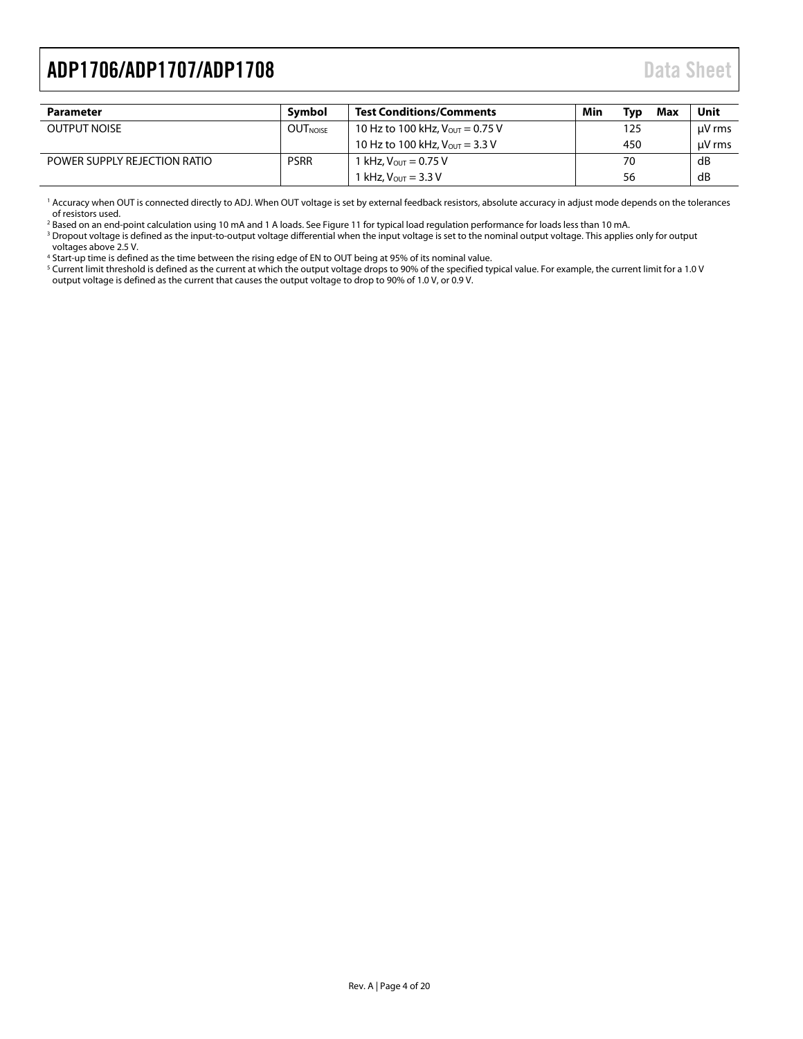| Parameter | Symbol | Test Conditions/Comments | Min | Typ | Max | Unit |
|---|---|---|---|---|---|---|
| OUTPUT NOISE | $OUT_{NOISE}$ | 10 Hz to 100 kHz, $V_{OUT}$ = 0.75 V | | 125 | | µV rms |
| | | 10 Hz to 100 kHz, $V_{OUT}$ = 3.3 V | | 450 | | µV rms |
| POWER SUPPLY REJECTION RATIO | PSRR | 1 kHz, $V_{OUT}$ = 0.75 V | | 70 | | dB |
| | | 1 kHz, $V_{OUT}$ = 3.3 V | | 56 | | dB |

[1] Accuracy when OUT is connected directly to ADJ. When OUT voltage is set by external feedback resistors, absolute accuracy in adjust mode depends on the tolerances of resistors used.

[2] Based on an end-point calculation using 10 mA and 1 A loads. See Figure 11 for typical load regulation performance for loads less than 10 mA.

[3] Dropout voltage is defined as the input-to-output voltage differential when the input voltage is set to the nominal output voltage. This applies only for output voltages above 2.5 V.

[4] Start-up time is defined as the time between the rising edge of EN to OUT being at 95% of its nominal value.

[5] Current limit threshold is defined as the current at which the output voltage drops to 90% of the specified typical value. For example, the current limit for a 1.0 V output voltage is defined as the current that causes the output voltage to drop to 90% of 1.0 V, or 0.9 V.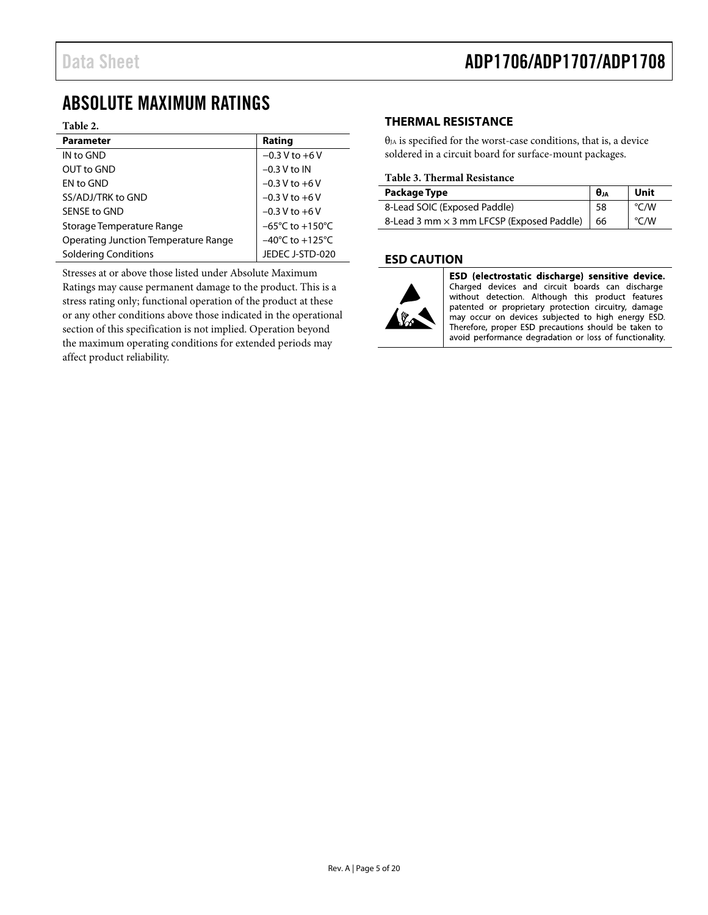## ABSOLUTE MAXIMUM RATINGS

**Table 2.**

| Parameter | Rating |
|---|---|
| IN to GND | −0.3 V to +6 V |
| OUT to GND | −0.3 V to IN |
| EN to GND | −0.3 V to +6 V |
| SS/ADJ/TRK to GND | −0.3 V to +6 V |
| SENSE to GND | −0.3 V to +6 V |
| Storage Temperature Range | −65°C to +150°C |
| Operating Junction Temperature Range | −40°C to +125°C |
| Soldering Conditions | JEDEC J-STD-020 |

Stresses at or above those listed under Absolute Maximum Ratings may cause permanent damage to the product. This is a stress rating only; functional operation of the product at these or any other conditions above those indicated in the operational section of this specification is not implied. Operation beyond the maximum operating conditions for extended periods may affect product reliability.

### THERMAL RESISTANCE

$\theta_{JA}$ is specified for the worst-case conditions, that is, a device soldered in a circuit board for surface-mount packages.

**Table 3. Thermal Resistance**

| Package Type | $\theta_{JA}$ | Unit |
|---|---|---|
| 8-Lead SOIC (Exposed Paddle) | 58 | °C/W |
| 8-Lead 3 mm × 3 mm LFCSP (Exposed Paddle) | 66 | °C/W |

### ESD CAUTION

**ESD (electrostatic discharge) sensitive device.** Charged devices and circuit boards can discharge without detection. Although this product features patented or proprietary protection circuitry, damage may occur on devices subjected to high energy ESD. Therefore, proper ESD precautions should be taken to avoid performance degradation or loss of functionality.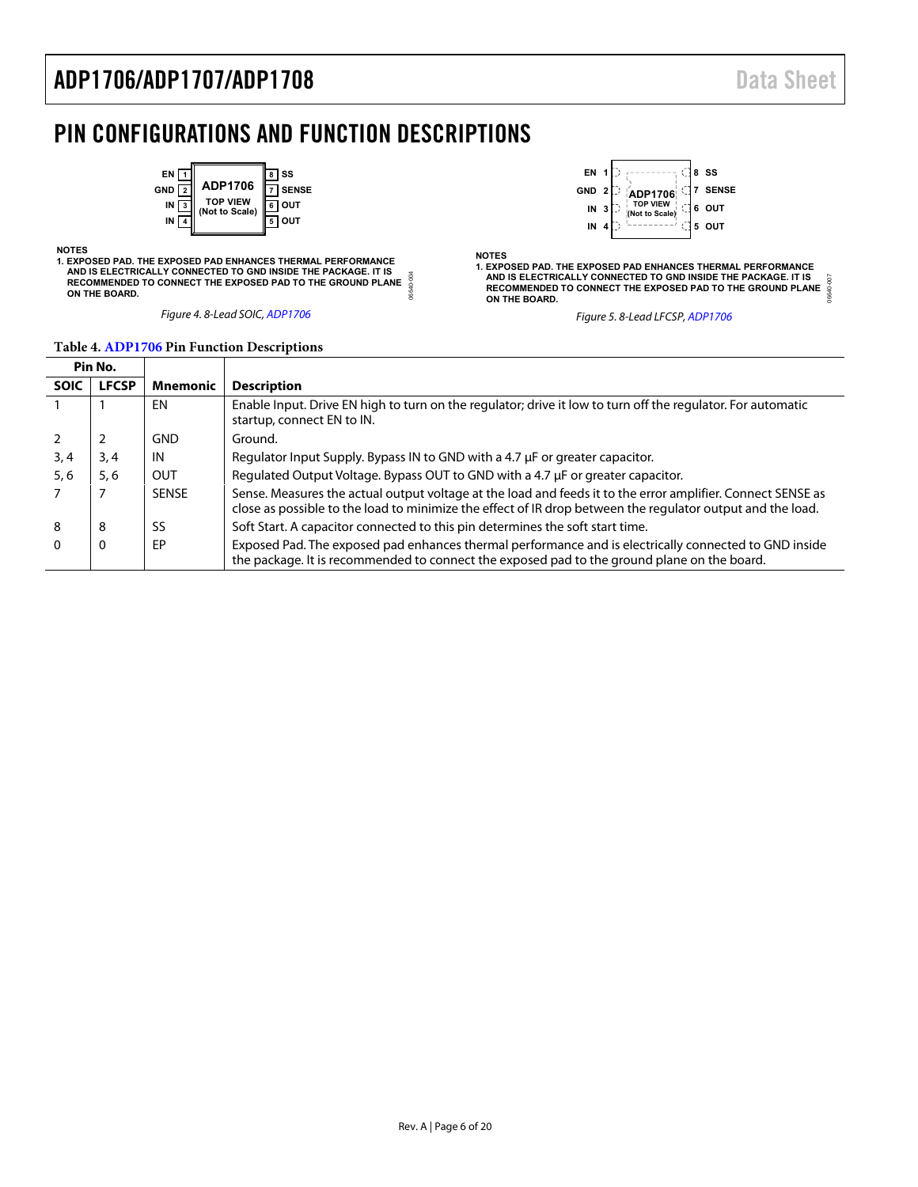# PIN CONFIGURATIONS AND FUNCTION DESCRIPTIONS

NOTES
1. EXPOSED PAD. THE EXPOSED PAD ENHANCES THERMAL PERFORMANCE AND IS ELECTRICALLY CONNECTED TO GND INSIDE THE PACKAGE. IT IS RECOMMENDED TO CONNECT THE EXPOSED PAD TO THE GROUND PLANE ON THE BOARD.

*Figure 4. 8-Lead SOIC, ADP1706*

NOTES
1. EXPOSED PAD. THE EXPOSED PAD ENHANCES THERMAL PERFORMANCE AND IS ELECTRICALLY CONNECTED TO GND INSIDE THE PACKAGE. IT IS RECOMMENDED TO CONNECT THE EXPOSED PAD TO THE GROUND PLANE ON THE BOARD.

*Figure 5. 8-Lead LFCSP, ADP1706*

**Table 4. ADP1706 Pin Function Descriptions**

| Pin No. | | | |
|---|---|---|---|
| **SOIC** | **LFCSP** | **Mnemonic** | **Description** |
| 1 | 1 | EN | Enable Input. Drive EN high to turn on the regulator; drive it low to turn off the regulator. For automatic startup, connect EN to IN. |
| 2 | 2 | GND | Ground. |
| 3, 4 | 3, 4 | IN | Regulator Input Supply. Bypass IN to GND with a 4.7 μF or greater capacitor. |
| 5, 6 | 5, 6 | OUT | Regulated Output Voltage. Bypass OUT to GND with a 4.7 μF or greater capacitor. |
| 7 | 7 | SENSE | Sense. Measures the actual output voltage at the load and feeds it to the error amplifier. Connect SENSE as close as possible to the load to minimize the effect of IR drop between the regulator output and the load. |
| 8 | 8 | SS | Soft Start. A capacitor connected to this pin determines the soft start time. |
| 0 | 0 | EP | Exposed Pad. The exposed pad enhances thermal performance and is electrically connected to GND inside the package. It is recommended to connect the exposed pad to the ground plane on the board. |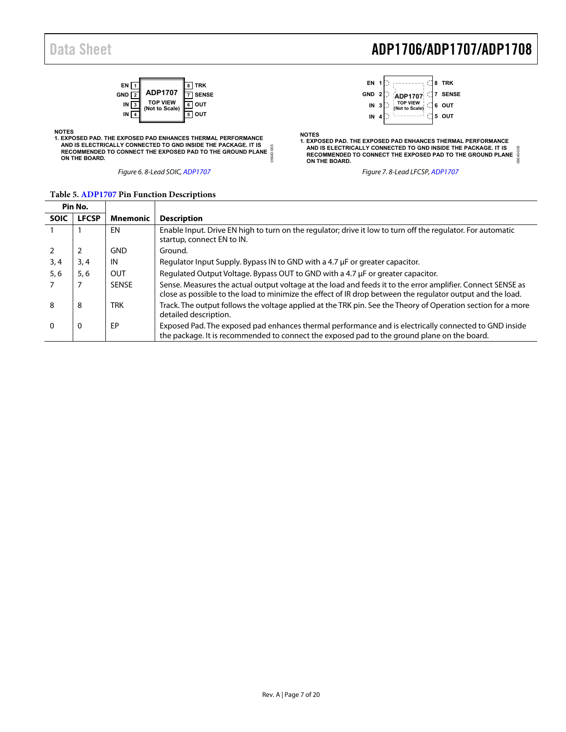EN 1 | GND 2 | IN 3 | IN 4 | ADP1707 TOP VIEW (Not to Scale) | 8 TRK | 7 SENSE | 6 OUT | 5 OUT

NOTES
1. EXPOSED PAD. THE EXPOSED PAD ENHANCES THERMAL PERFORMANCE AND IS ELECTRICALLY CONNECTED TO GND INSIDE THE PACKAGE. IT IS RECOMMENDED TO CONNECT THE EXPOSED PAD TO THE GROUND PLANE ON THE BOARD.

*Figure 6. 8-Lead SOIC, ADP1707*

EN 1 | GND 2 | IN 3 | IN 4 | ADP1707 TOP VIEW (Not to Scale) | 8 TRK | 7 SENSE | 6 OUT | 5 OUT

NOTES
1. EXPOSED PAD. THE EXPOSED PAD ENHANCES THERMAL PERFORMANCE AND IS ELECTRICALLY CONNECTED TO GND INSIDE THE PACKAGE. IT IS RECOMMENDED TO CONNECT THE EXPOSED PAD TO THE GROUND PLANE ON THE BOARD.

*Figure 7. 8-Lead LFCSP, ADP1707*

**Table 5. ADP1707 Pin Function Descriptions**

| Pin No. | | | |
|---|---|---|---|
| **SOIC** | **LFCSP** | **Mnemonic** | **Description** |
| 1 | 1 | EN | Enable Input. Drive EN high to turn on the regulator; drive it low to turn off the regulator. For automatic startup, connect EN to IN. |
| 2 | 2 | GND | Ground. |
| 3, 4 | 3, 4 | IN | Regulator Input Supply. Bypass IN to GND with a 4.7 µF or greater capacitor. |
| 5, 6 | 5, 6 | OUT | Regulated Output Voltage. Bypass OUT to GND with a 4.7 µF or greater capacitor. |
| 7 | 7 | SENSE | Sense. Measures the actual output voltage at the load and feeds it to the error amplifier. Connect SENSE as close as possible to the load to minimize the effect of IR drop between the regulator output and the load. |
| 8 | 8 | TRK | Track. The output follows the voltage applied at the TRK pin. See the Theory of Operation section for a more detailed description. |
| 0 | 0 | EP | Exposed Pad. The exposed pad enhances thermal performance and is electrically connected to GND inside the package. It is recommended to connect the exposed pad to the ground plane on the board. |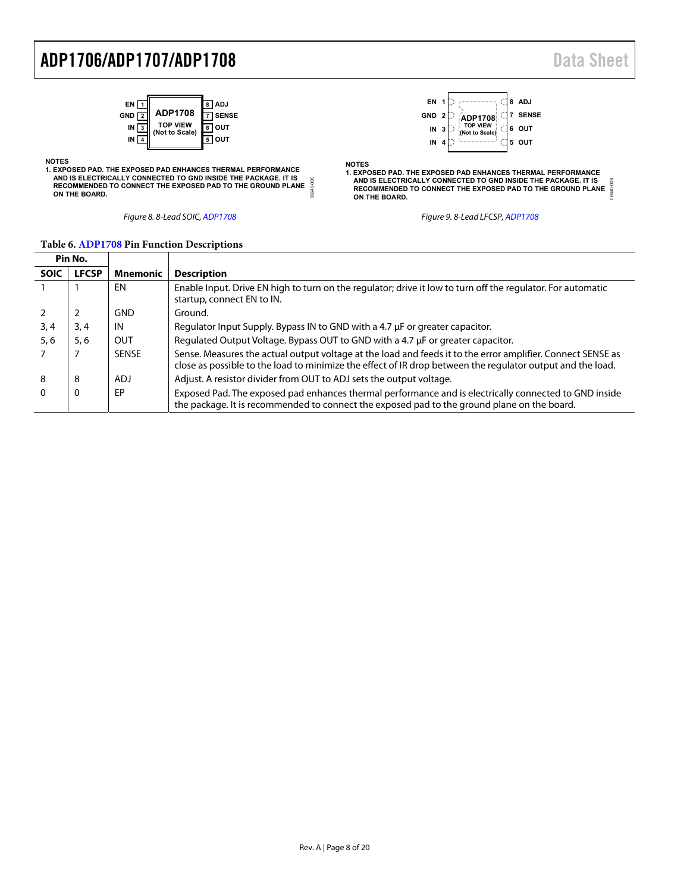EN 1 | GND 2 | IN 3 | IN 4 — ADP1708 TOP VIEW (Not to Scale) — 8 ADJ | 7 SENSE | 6 OUT | 5 OUT

NOTES
1. EXPOSED PAD. THE EXPOSED PAD ENHANCES THERMAL PERFORMANCE AND IS ELECTRICALLY CONNECTED TO GND INSIDE THE PACKAGE. IT IS RECOMMENDED TO CONNECT THE EXPOSED PAD TO THE GROUND PLANE ON THE BOARD.

*Figure 8. 8-Lead SOIC, ADP1708*

EN 1 | GND 2 | IN 3 | IN 4 — ADP1708 TOP VIEW (Not to Scale) — 8 ADJ | 7 SENSE | 6 OUT | 5 OUT

NOTES
1. EXPOSED PAD. THE EXPOSED PAD ENHANCES THERMAL PERFORMANCE AND IS ELECTRICALLY CONNECTED TO GND INSIDE THE PACKAGE. IT IS RECOMMENDED TO CONNECT THE EXPOSED PAD TO THE GROUND PLANE ON THE BOARD.

*Figure 9. 8-Lead LFCSP, ADP1708*

**Table 6. ADP1708 Pin Function Descriptions**

| Pin No. | | | |
|---|---|---|---|
| **SOIC** | **LFCSP** | **Mnemonic** | **Description** |
| 1 | 1 | EN | Enable Input. Drive EN high to turn on the regulator; drive it low to turn off the regulator. For automatic startup, connect EN to IN. |
| 2 | 2 | GND | Ground. |
| 3, 4 | 3, 4 | IN | Regulator Input Supply. Bypass IN to GND with a 4.7 µF or greater capacitor. |
| 5, 6 | 5, 6 | OUT | Regulated Output Voltage. Bypass OUT to GND with a 4.7 µF or greater capacitor. |
| 7 | 7 | SENSE | Sense. Measures the actual output voltage at the load and feeds it to the error amplifier. Connect SENSE as close as possible to the load to minimize the effect of IR drop between the regulator output and the load. |
| 8 | 8 | ADJ | Adjust. A resistor divider from OUT to ADJ sets the output voltage. |
| 0 | 0 | EP | Exposed Pad. The exposed pad enhances thermal performance and is electrically connected to GND inside the package. It is recommended to connect the exposed pad to the ground plane on the board. |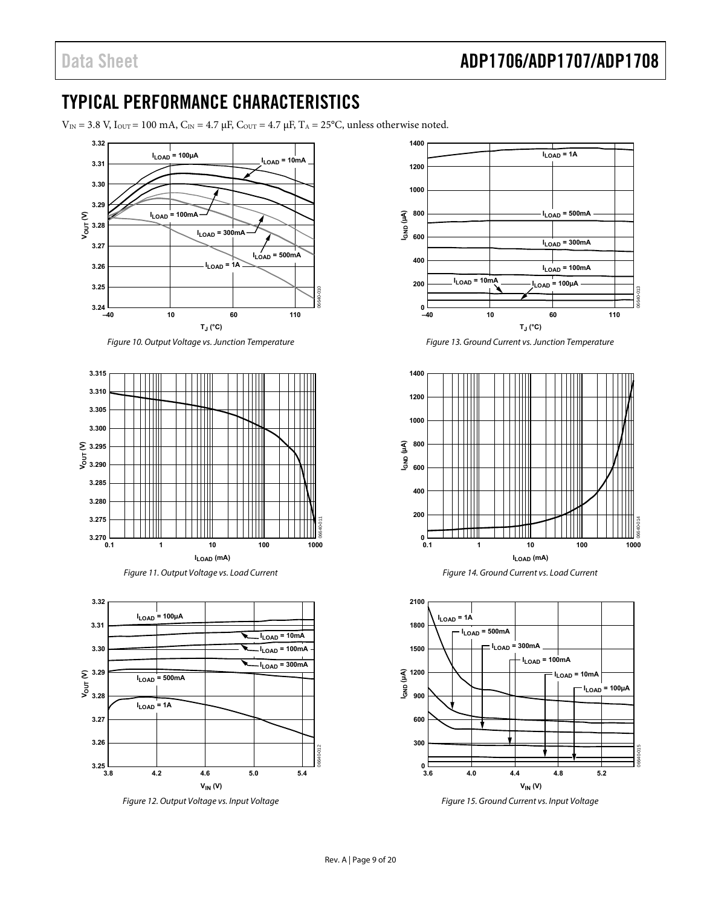# TYPICAL PERFORMANCE CHARACTERISTICS

$V_{IN}$ = 3.8 V, $I_{OUT}$ = 100 mA, $C_{IN}$ = 4.7 μF, $C_{OUT}$ = 4.7 μF, $T_A$ = 25°C, unless otherwise noted.

*Figure 10. Output Voltage vs. Junction Temperature*

*Figure 11. Output Voltage vs. Load Current*

*Figure 12. Output Voltage vs. Input Voltage*

*Figure 13. Ground Current vs. Junction Temperature*

*Figure 14. Ground Current vs. Load Current*

*Figure 15. Ground Current vs. Input Voltage*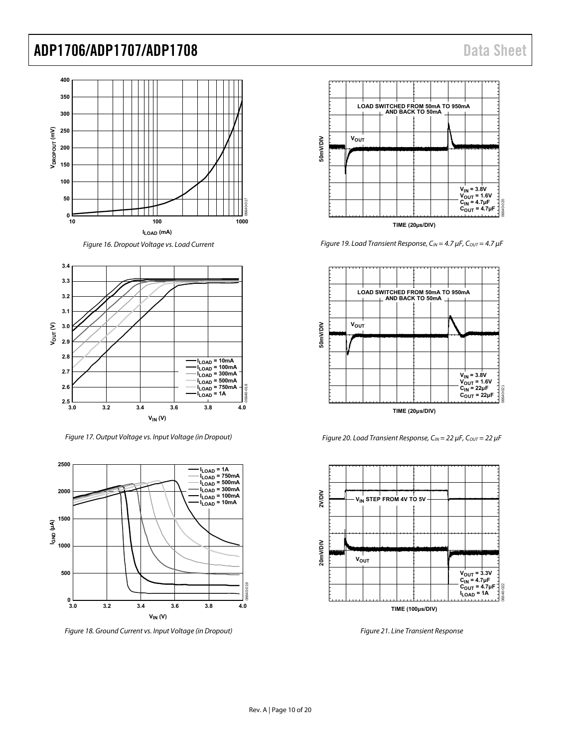Figure 16. Dropout Voltage vs. Load Current

Figure 17. Output Voltage vs. Input Voltage (in Dropout)

Figure 18. Ground Current vs. Input Voltage (in Dropout)

Figure 19. Load Transient Response, $C_{IN}$ = 4.7 µF, $C_{OUT}$ = 4.7 µF

Figure 20. Load Transient Response, $C_{IN}$ = 22 µF, $C_{OUT}$ = 22 µF

Figure 21. Line Transient Response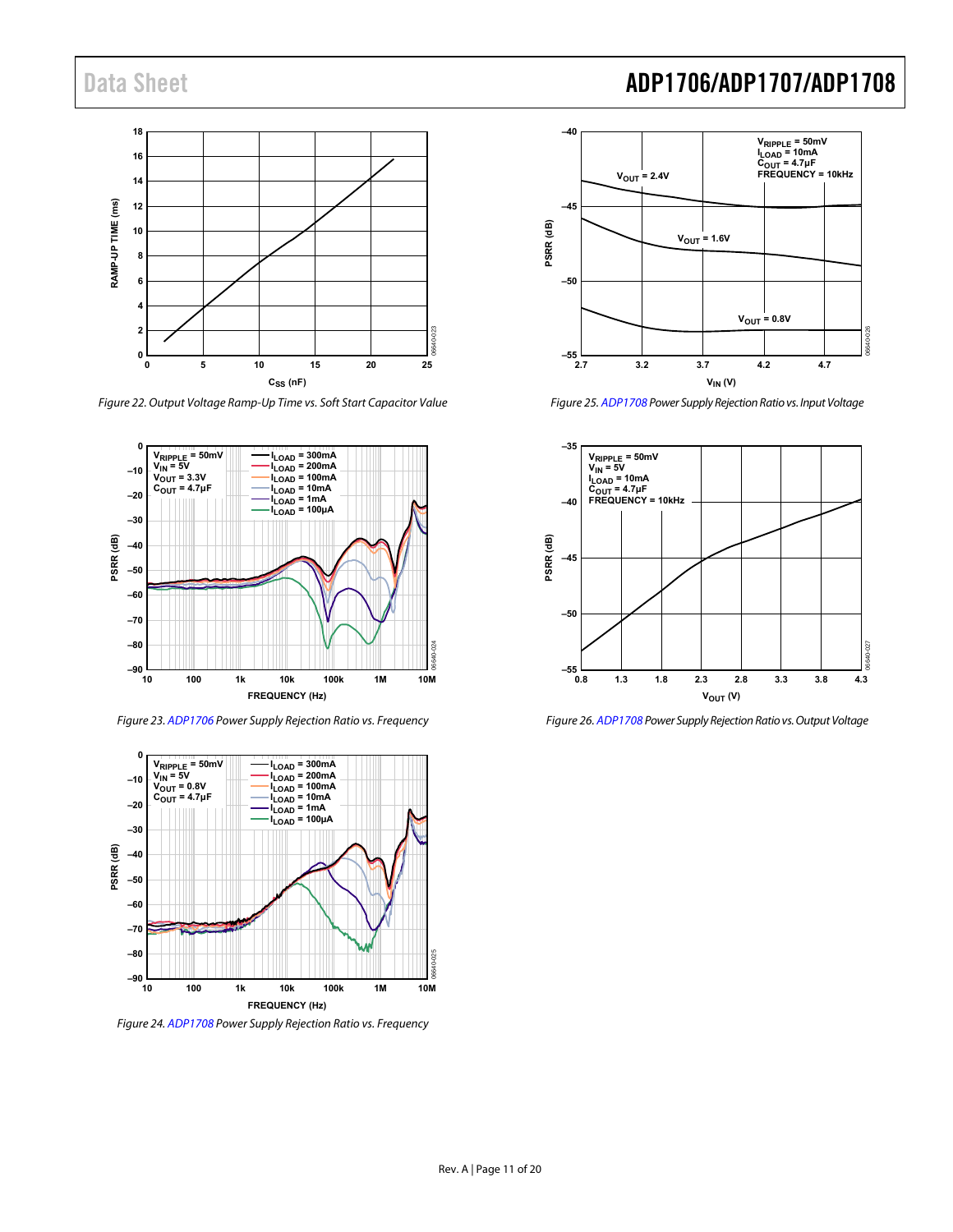Figure 22. Output Voltage Ramp-Up Time vs. Soft Start Capacitor Value

Figure 23. ADP1706 Power Supply Rejection Ratio vs. Frequency

Figure 24. ADP1708 Power Supply Rejection Ratio vs. Frequency

Figure 25. ADP1708 Power Supply Rejection Ratio vs. Input Voltage

Figure 26. ADP1708 Power Supply Rejection Ratio vs. Output Voltage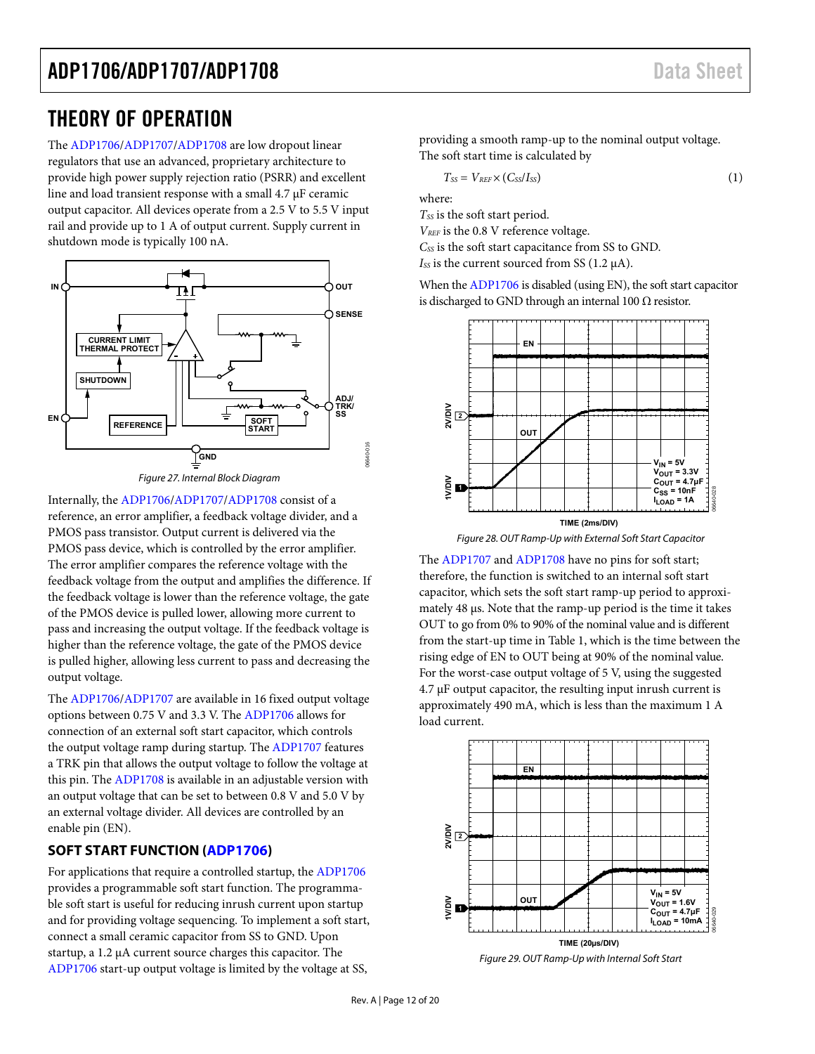# THEORY OF OPERATION

The ADP1706/ADP1707/ADP1708 are low dropout linear regulators that use an advanced, proprietary architecture to provide high power supply rejection ratio (PSRR) and excellent line and load transient response with a small 4.7 µF ceramic output capacitor. All devices operate from a 2.5 V to 5.5 V input rail and provide up to 1 A of output current. Supply current in shutdown mode is typically 100 nA.

Figure 27. Internal Block Diagram

Internally, the ADP1706/ADP1707/ADP1708 consist of a reference, an error amplifier, a feedback voltage divider, and a PMOS pass transistor. Output current is delivered via the PMOS pass device, which is controlled by the error amplifier. The error amplifier compares the reference voltage with the feedback voltage from the output and amplifies the difference. If the feedback voltage is lower than the reference voltage, the gate of the PMOS device is pulled lower, allowing more current to pass and increasing the output voltage. If the feedback voltage is higher than the reference voltage, the gate of the PMOS device is pulled higher, allowing less current to pass and decreasing the output voltage.

The ADP1706/ADP1707 are available in 16 fixed output voltage options between 0.75 V and 3.3 V. The ADP1706 allows for connection of an external soft start capacitor, which controls the output voltage ramp during startup. The ADP1707 features a TRK pin that allows the output voltage to follow the voltage at this pin. The ADP1708 is available in an adjustable version with an output voltage that can be set to between 0.8 V and 5.0 V by an external voltage divider. All devices are controlled by an enable pin (EN).

## SOFT START FUNCTION (ADP1706)

For applications that require a controlled startup, the ADP1706 provides a programmable soft start function. The programmable soft start is useful for reducing inrush current upon startup and for providing voltage sequencing. To implement a soft start, connect a small ceramic capacitor from SS to GND. Upon startup, a 1.2 µA current source charges this capacitor. The ADP1706 start-up output voltage is limited by the voltage at SS, providing a smooth ramp-up to the nominal output voltage. The soft start time is calculated by

$$T_{SS} = V_{REF} \times (C_{SS}/I_{SS}) \tag{1}$$

where:
$T_{SS}$ is the soft start period.
$V_{REF}$ is the 0.8 V reference voltage.
$C_{SS}$ is the soft start capacitance from SS to GND.
$I_{SS}$ is the current sourced from SS (1.2 µA).

When the ADP1706 is disabled (using EN), the soft start capacitor is discharged to GND through an internal 100 Ω resistor.

Figure 28. OUT Ramp-Up with External Soft Start Capacitor

The ADP1707 and ADP1708 have no pins for soft start; therefore, the function is switched to an internal soft start capacitor, which sets the soft start ramp-up period to approximately 48 µs. Note that the ramp-up period is the time it takes OUT to go from 0% to 90% of the nominal value and is different from the start-up time in Table 1, which is the time between the rising edge of EN to OUT being at 90% of the nominal value. For the worst-case output voltage of 5 V, using the suggested 4.7 µF output capacitor, the resulting input inrush current is approximately 490 mA, which is less than the maximum 1 A load current.

Figure 29. OUT Ramp-Up with Internal Soft Start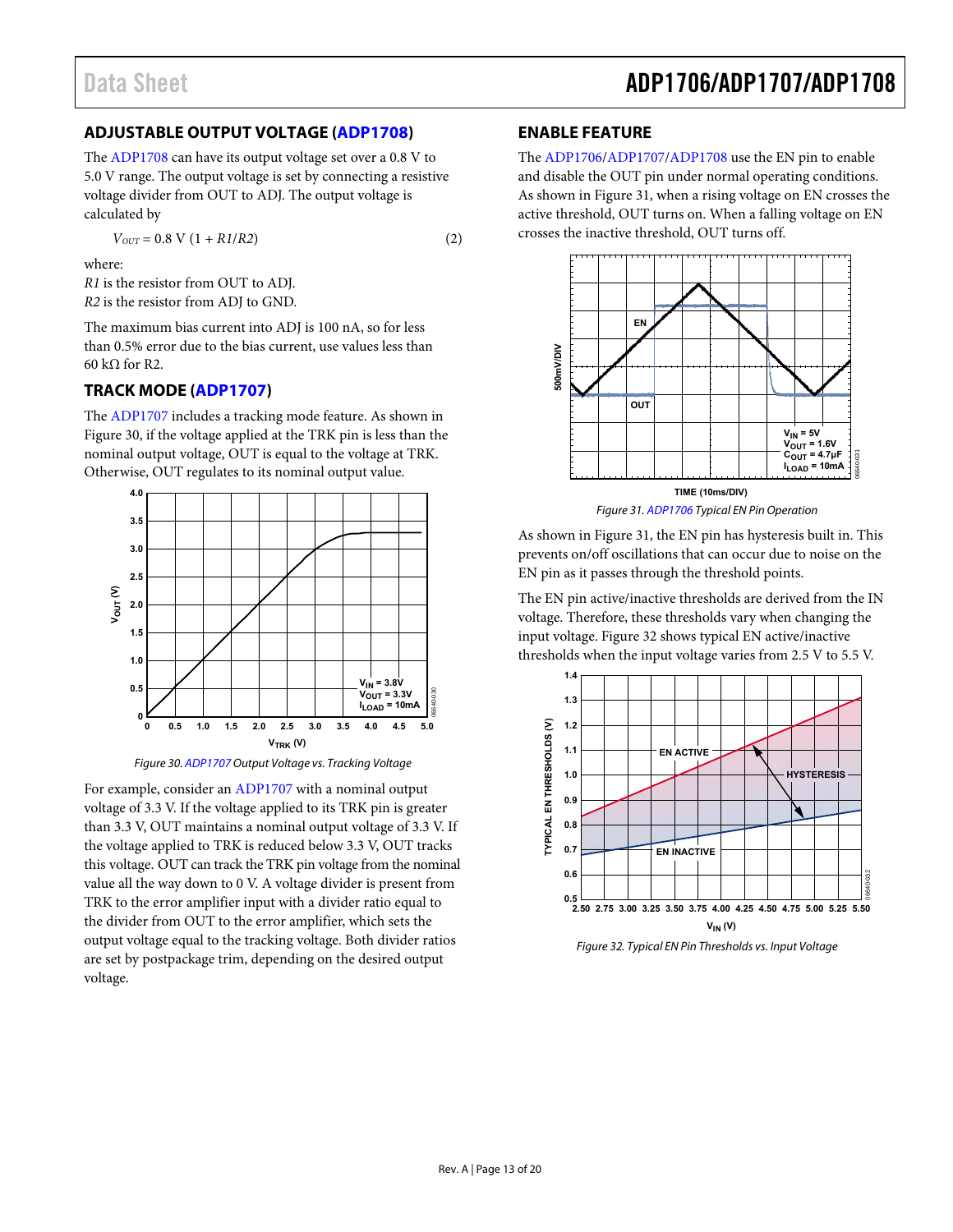## ADJUSTABLE OUTPUT VOLTAGE (ADP1708)

The ADP1708 can have its output voltage set over a 0.8 V to 5.0 V range. The output voltage is set by connecting a resistive voltage divider from OUT to ADJ. The output voltage is calculated by

$$V_{OUT} = 0.8\text{ V}(1 + R1/R2) \quad (2)$$

where:
*R1* is the resistor from OUT to ADJ.
*R2* is the resistor from ADJ to GND.

The maximum bias current into ADJ is 100 nA, so for less than 0.5% error due to the bias current, use values less than 60 kΩ for R2.

## TRACK MODE (ADP1707)

The ADP1707 includes a tracking mode feature. As shown in Figure 30, if the voltage applied at the TRK pin is less than the nominal output voltage, OUT is equal to the voltage at TRK. Otherwise, OUT regulates to its nominal output value.

*Figure 30. ADP1707 Output Voltage vs. Tracking Voltage*

For example, consider an ADP1707 with a nominal output voltage of 3.3 V. If the voltage applied to its TRK pin is greater than 3.3 V, OUT maintains a nominal output voltage of 3.3 V. If the voltage applied to TRK is reduced below 3.3 V, OUT tracks this voltage. OUT can track the TRK pin voltage from the nominal value all the way down to 0 V. A voltage divider is present from TRK to the error amplifier input with a divider ratio equal to the divider from OUT to the error amplifier, which sets the output voltage equal to the tracking voltage. Both divider ratios are set by postpackage trim, depending on the desired output voltage.

## ENABLE FEATURE

The ADP1706/ADP1707/ADP1708 use the EN pin to enable and disable the OUT pin under normal operating conditions. As shown in Figure 31, when a rising voltage on EN crosses the active threshold, OUT turns on. When a falling voltage on EN crosses the inactive threshold, OUT turns off.

*Figure 31. ADP1706 Typical EN Pin Operation*

As shown in Figure 31, the EN pin has hysteresis built in. This prevents on/off oscillations that can occur due to noise on the EN pin as it passes through the threshold points.

The EN pin active/inactive thresholds are derived from the IN voltage. Therefore, these thresholds vary when changing the input voltage. Figure 32 shows typical EN active/inactive thresholds when the input voltage varies from 2.5 V to 5.5 V.

*Figure 32. Typical EN Pin Thresholds vs. Input Voltage*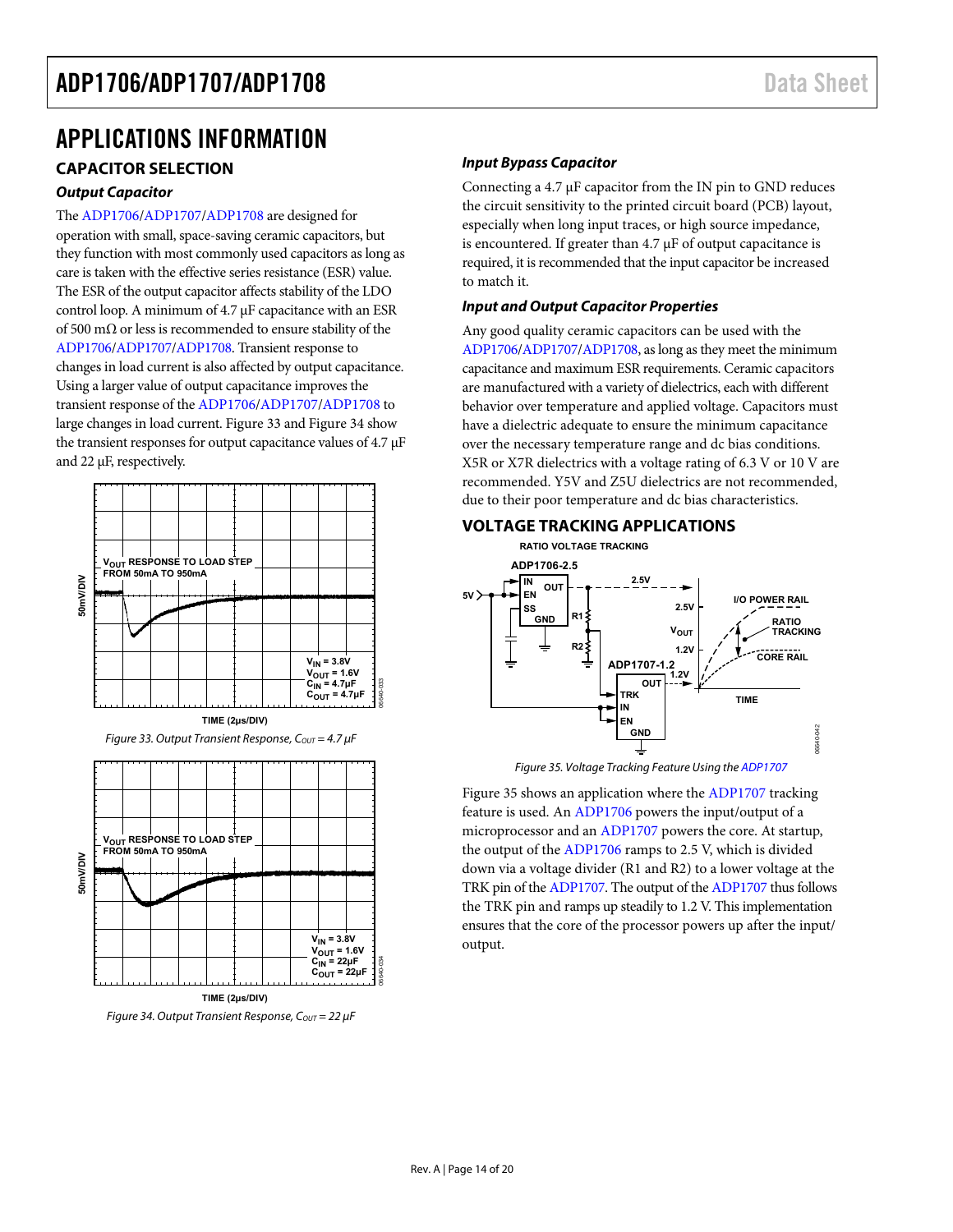# APPLICATIONS INFORMATION

## CAPACITOR SELECTION

### Output Capacitor

The ADP1706/ADP1707/ADP1708 are designed for operation with small, space-saving ceramic capacitors, but they function with most commonly used capacitors as long as care is taken with the effective series resistance (ESR) value. The ESR of the output capacitor affects stability of the LDO control loop. A minimum of 4.7 µF capacitance with an ESR of 500 mΩ or less is recommended to ensure stability of the ADP1706/ADP1707/ADP1708. Transient response to changes in load current is also affected by output capacitance. Using a larger value of output capacitance improves the transient response of the ADP1706/ADP1707/ADP1708 to large changes in load current. Figure 33 and Figure 34 show the transient responses for output capacitance values of 4.7 µF and 22 µF, respectively.

Figure 33. Output Transient Response, $C_{OUT}$ = 4.7 µF

Figure 34. Output Transient Response, $C_{OUT}$ = 22 µF

### Input Bypass Capacitor

Connecting a 4.7 µF capacitor from the IN pin to GND reduces the circuit sensitivity to the printed circuit board (PCB) layout, especially when long input traces, or high source impedance, is encountered. If greater than 4.7 µF of output capacitance is required, it is recommended that the input capacitor be increased to match it.

### Input and Output Capacitor Properties

Any good quality ceramic capacitors can be used with the ADP1706/ADP1707/ADP1708, as long as they meet the minimum capacitance and maximum ESR requirements. Ceramic capacitors are manufactured with a variety of dielectrics, each with different behavior over temperature and applied voltage. Capacitors must have a dielectric adequate to ensure the minimum capacitance over the necessary temperature range and dc bias conditions. X5R or X7R dielectrics with a voltage rating of 6.3 V or 10 V are recommended. Y5V and Z5U dielectrics are not recommended, due to their poor temperature and dc bias characteristics.

## VOLTAGE TRACKING APPLICATIONS

Figure 35. Voltage Tracking Feature Using the ADP1707

Figure 35 shows an application where the ADP1707 tracking feature is used. An ADP1706 powers the input/output of a microprocessor and an ADP1707 powers the core. At startup, the output of the ADP1706 ramps to 2.5 V, which is divided down via a voltage divider (R1 and R2) to a lower voltage at the TRK pin of the ADP1707. The output of the ADP1707 thus follows the TRK pin and ramps up steadily to 1.2 V. This implementation ensures that the core of the processor powers up after the input/output.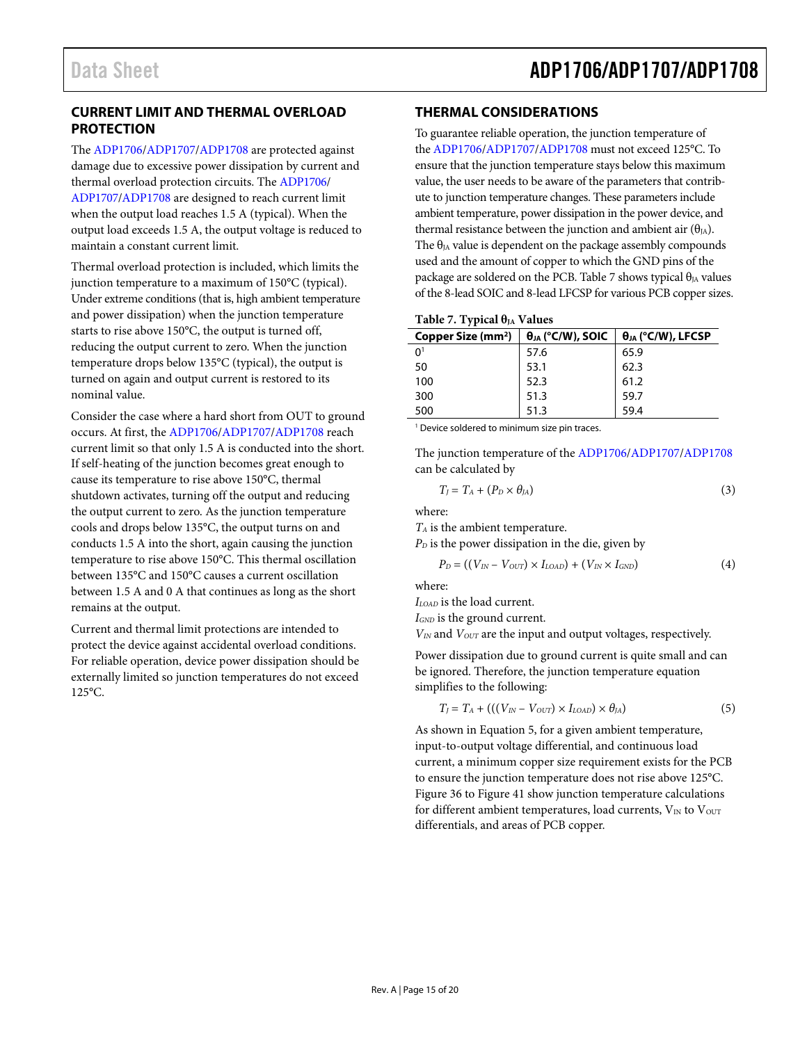## CURRENT LIMIT AND THERMAL OVERLOAD PROTECTION

The ADP1706/ADP1707/ADP1708 are protected against damage due to excessive power dissipation by current and thermal overload protection circuits. The ADP1706/ADP1707/ADP1708 are designed to reach current limit when the output load reaches 1.5 A (typical). When the output load exceeds 1.5 A, the output voltage is reduced to maintain a constant current limit.

Thermal overload protection is included, which limits the junction temperature to a maximum of 150°C (typical). Under extreme conditions (that is, high ambient temperature and power dissipation) when the junction temperature starts to rise above 150°C, the output is turned off, reducing the output current to zero. When the junction temperature drops below 135°C (typical), the output is turned on again and output current is restored to its nominal value.

Consider the case where a hard short from OUT to ground occurs. At first, the ADP1706/ADP1707/ADP1708 reach current limit so that only 1.5 A is conducted into the short. If self-heating of the junction becomes great enough to cause its temperature to rise above 150°C, thermal shutdown activates, turning off the output and reducing the output current to zero. As the junction temperature cools and drops below 135°C, the output turns on and conducts 1.5 A into the short, again causing the junction temperature to rise above 150°C. This thermal oscillation between 135°C and 150°C causes a current oscillation between 1.5 A and 0 A that continues as long as the short remains at the output.

Current and thermal limit protections are intended to protect the device against accidental overload conditions. For reliable operation, device power dissipation should be externally limited so junction temperatures do not exceed 125°C.

## THERMAL CONSIDERATIONS

To guarantee reliable operation, the junction temperature of the ADP1706/ADP1707/ADP1708 must not exceed 125°C. To ensure that the junction temperature stays below this maximum value, the user needs to be aware of the parameters that contribute to junction temperature changes. These parameters include ambient temperature, power dissipation in the power device, and thermal resistance between the junction and ambient air ($\theta_{JA}$). The $\theta_{JA}$ value is dependent on the package assembly compounds used and the amount of copper to which the GND pins of the package are soldered on the PCB. Table 7 shows typical $\theta_{JA}$ values of the 8-lead SOIC and 8-lead LFCSP for various PCB copper sizes.

**Table 7. Typical $\theta_{JA}$ Values**

| Copper Size (mm²) | $\theta_{JA}$ (°C/W), SOIC | $\theta_{JA}$ (°C/W), LFCSP |
|---|---|---|
| 0[1] | 57.6 | 65.9 |
| 50 | 53.1 | 62.3 |
| 100 | 52.3 | 61.2 |
| 300 | 51.3 | 59.7 |
| 500 | 51.3 | 59.4 |

[1] Device soldered to minimum size pin traces.

The junction temperature of the ADP1706/ADP1707/ADP1708 can be calculated by

$$T_J = T_A + (P_D \times \theta_{JA}) \tag{3}$$

where:
$T_A$ is the ambient temperature.
$P_D$ is the power dissipation in the die, given by

$$P_D = ((V_{IN} - V_{OUT}) \times I_{LOAD}) + (V_{IN} \times I_{GND}) \tag{4}$$

where:
$I_{LOAD}$ is the load current.
$I_{GND}$ is the ground current.
$V_{IN}$ and $V_{OUT}$ are the input and output voltages, respectively.

Power dissipation due to ground current is quite small and can be ignored. Therefore, the junction temperature equation simplifies to the following:

$$T_J = T_A + (((V_{IN} - V_{OUT}) \times I_{LOAD}) \times \theta_{JA}) \tag{5}$$

As shown in Equation 5, for a given ambient temperature, input-to-output voltage differential, and continuous load current, a minimum copper size requirement exists for the PCB to ensure the junction temperature does not rise above 125°C. Figure 36 to Figure 41 show junction temperature calculations for different ambient temperatures, load currents, $V_{IN}$ to $V_{OUT}$ differentials, and areas of PCB copper.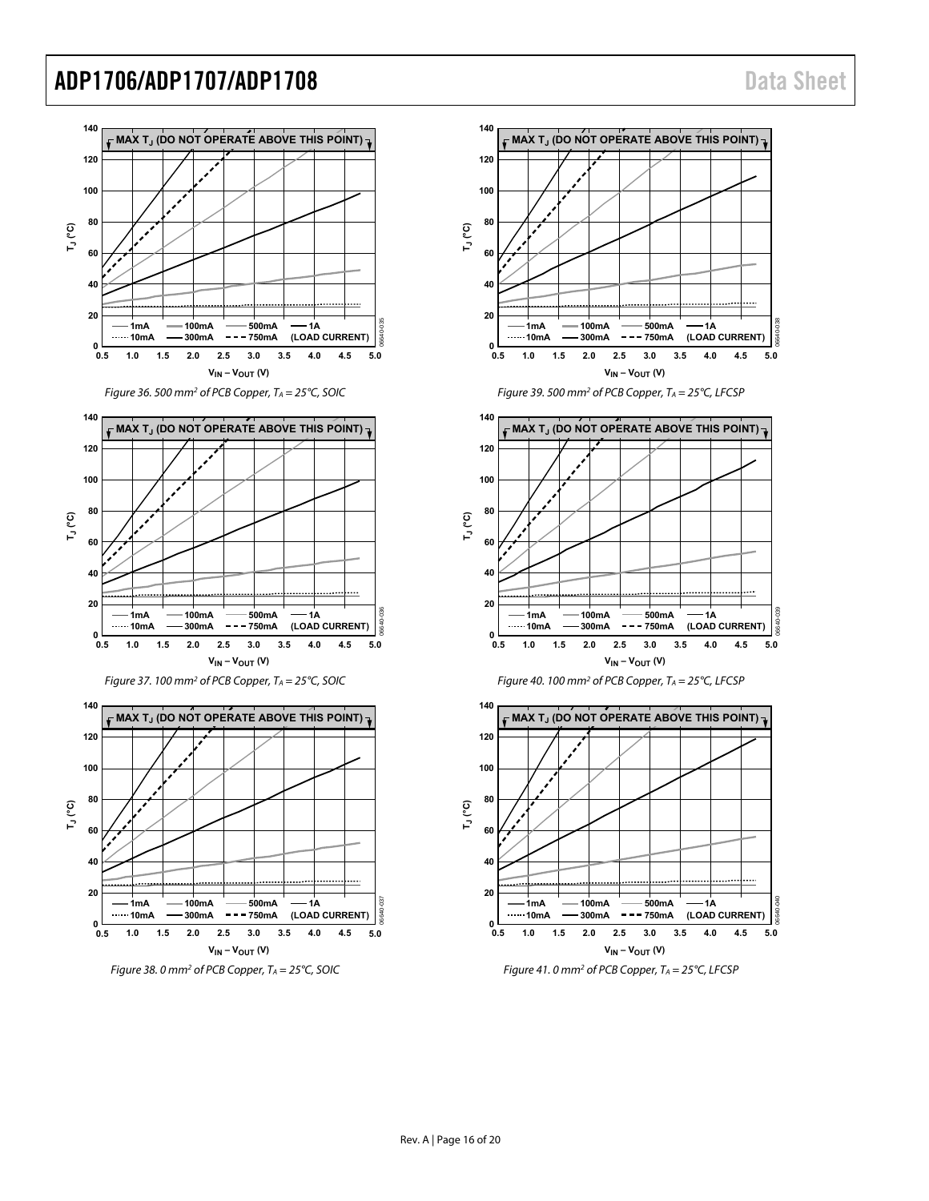Figure 36. 500 mm² of PCB Copper, $T_A$ = 25°C, SOIC

Figure 37. 100 mm² of PCB Copper, $T_A$ = 25°C, SOIC

Figure 38. 0 mm² of PCB Copper, $T_A$ = 25°C, SOIC

Figure 39. 500 mm² of PCB Copper, $T_A$ = 25°C, LFCSP

Figure 40. 100 mm² of PCB Copper, $T_A$ = 25°C, LFCSP

Figure 41. 0 mm² of PCB Copper, $T_A$ = 25°C, LFCSP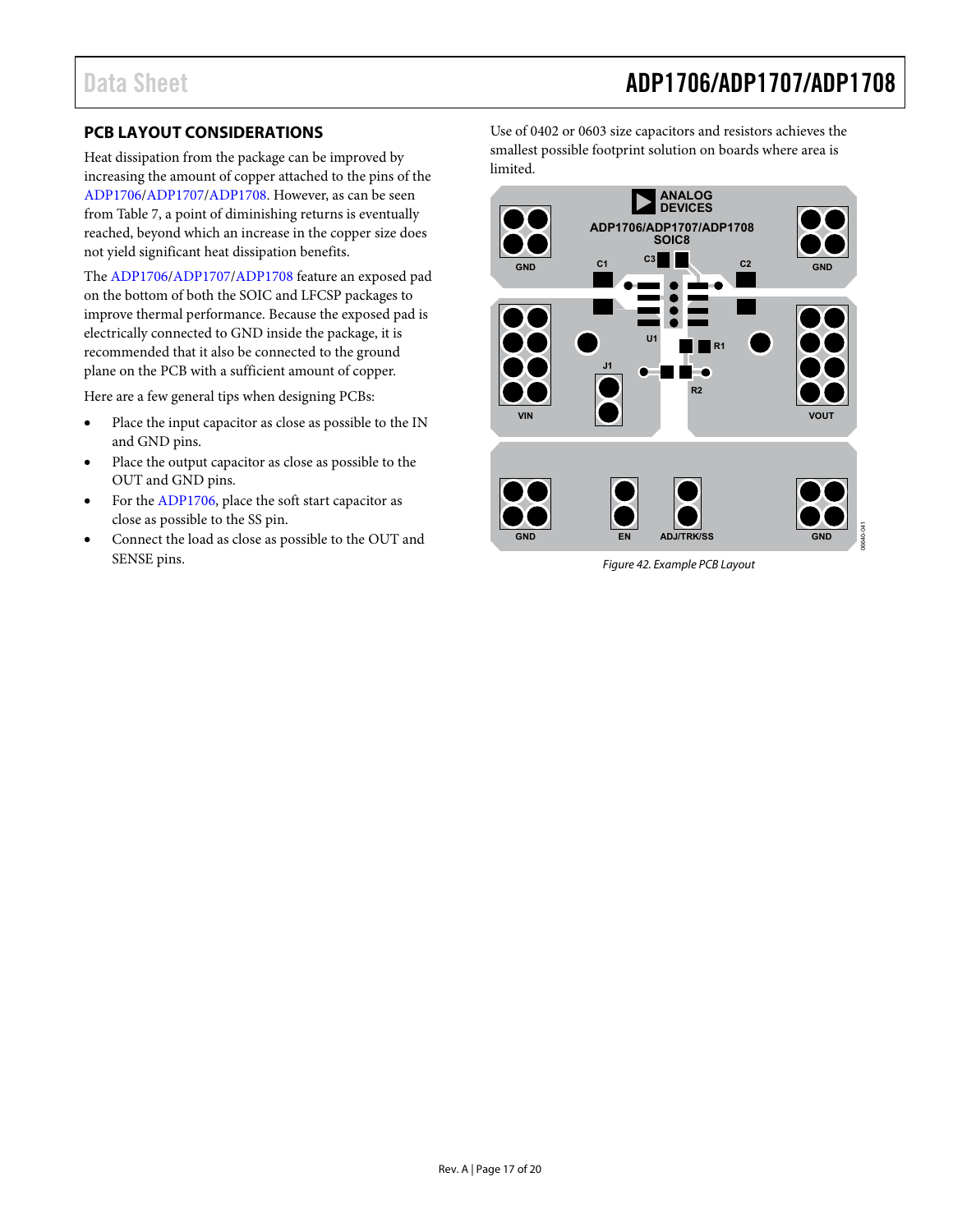## PCB LAYOUT CONSIDERATIONS

Heat dissipation from the package can be improved by increasing the amount of copper attached to the pins of the ADP1706/ADP1707/ADP1708. However, as can be seen from Table 7, a point of diminishing returns is eventually reached, beyond which an increase in the copper size does not yield significant heat dissipation benefits.

The ADP1706/ADP1707/ADP1708 feature an exposed pad on the bottom of both the SOIC and LFCSP packages to improve thermal performance. Because the exposed pad is electrically connected to GND inside the package, it is recommended that it also be connected to the ground plane on the PCB with a sufficient amount of copper.

Here are a few general tips when designing PCBs:

- Place the input capacitor as close as possible to the IN and GND pins.
- Place the output capacitor as close as possible to the OUT and GND pins.
- For the ADP1706, place the soft start capacitor as close as possible to the SS pin.
- Connect the load as close as possible to the OUT and SENSE pins.

Use of 0402 or 0603 size capacitors and resistors achieves the smallest possible footprint solution on boards where area is limited.

*Figure 42. Example PCB Layout*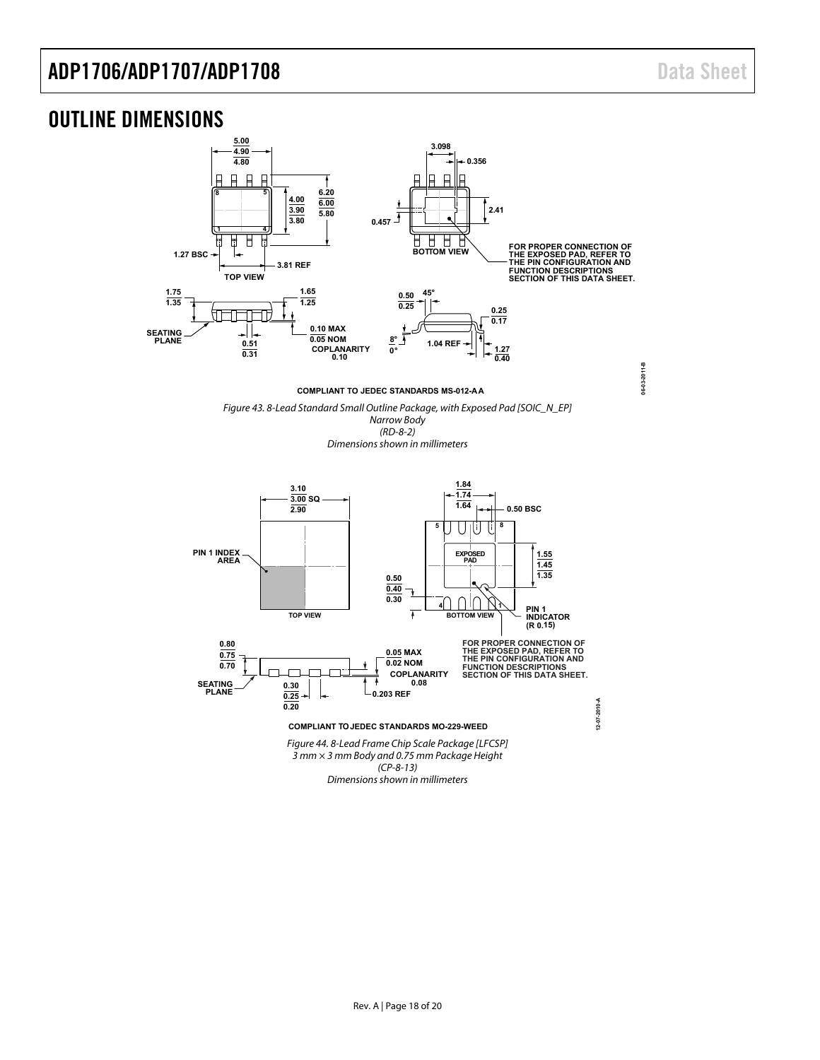## OUTLINE DIMENSIONS

COMPLIANT TO JEDEC STANDARDS MS-012-AA

*Figure 43. 8-Lead Standard Small Outline Package, with Exposed Pad [SOIC_N_EP] Narrow Body (RD-8-2) Dimensions shown in millimeters*

COMPLIANT TO JEDEC STANDARDS MO-229-WEED

*Figure 44. 8-Lead Frame Chip Scale Package [LFCSP] 3 mm × 3 mm Body and 0.75 mm Package Height (CP-8-13) Dimensions shown in millimeters*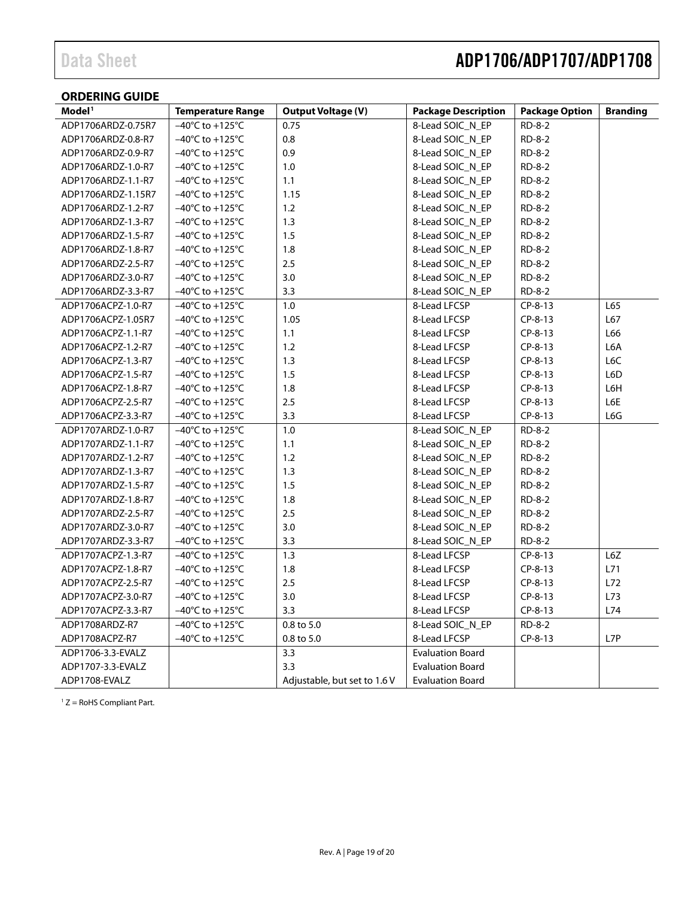## ORDERING GUIDE

| Model[1] | Temperature Range | Output Voltage (V) | Package Description | Package Option | Branding |
|---|---|---|---|---|---|
| ADP1706ARDZ-0.75R7 | −40°C to +125°C | 0.75 | 8-Lead SOIC_N_EP | RD-8-2 | |
| ADP1706ARDZ-0.8-R7 | −40°C to +125°C | 0.8 | 8-Lead SOIC_N_EP | RD-8-2 | |
| ADP1706ARDZ-0.9-R7 | −40°C to +125°C | 0.9 | 8-Lead SOIC_N_EP | RD-8-2 | |
| ADP1706ARDZ-1.0-R7 | −40°C to +125°C | 1.0 | 8-Lead SOIC_N_EP | RD-8-2 | |
| ADP1706ARDZ-1.1-R7 | −40°C to +125°C | 1.1 | 8-Lead SOIC_N_EP | RD-8-2 | |
| ADP1706ARDZ-1.15R7 | −40°C to +125°C | 1.15 | 8-Lead SOIC_N_EP | RD-8-2 | |
| ADP1706ARDZ-1.2-R7 | −40°C to +125°C | 1.2 | 8-Lead SOIC_N_EP | RD-8-2 | |
| ADP1706ARDZ-1.3-R7 | −40°C to +125°C | 1.3 | 8-Lead SOIC_N_EP | RD-8-2 | |
| ADP1706ARDZ-1.5-R7 | −40°C to +125°C | 1.5 | 8-Lead SOIC_N_EP | RD-8-2 | |
| ADP1706ARDZ-1.8-R7 | −40°C to +125°C | 1.8 | 8-Lead SOIC_N_EP | RD-8-2 | |
| ADP1706ARDZ-2.5-R7 | −40°C to +125°C | 2.5 | 8-Lead SOIC_N_EP | RD-8-2 | |
| ADP1706ARDZ-3.0-R7 | −40°C to +125°C | 3.0 | 8-Lead SOIC_N_EP | RD-8-2 | |
| ADP1706ARDZ-3.3-R7 | −40°C to +125°C | 3.3 | 8-Lead SOIC_N_EP | RD-8-2 | |
| ADP1706ACPZ-1.0-R7 | −40°C to +125°C | 1.0 | 8-Lead LFCSP | CP-8-13 | L65 |
| ADP1706ACPZ-1.05R7 | −40°C to +125°C | 1.05 | 8-Lead LFCSP | CP-8-13 | L67 |
| ADP1706ACPZ-1.1-R7 | −40°C to +125°C | 1.1 | 8-Lead LFCSP | CP-8-13 | L66 |
| ADP1706ACPZ-1.2-R7 | −40°C to +125°C | 1.2 | 8-Lead LFCSP | CP-8-13 | L6A |
| ADP1706ACPZ-1.3-R7 | −40°C to +125°C | 1.3 | 8-Lead LFCSP | CP-8-13 | L6C |
| ADP1706ACPZ-1.5-R7 | −40°C to +125°C | 1.5 | 8-Lead LFCSP | CP-8-13 | L6D |
| ADP1706ACPZ-1.8-R7 | −40°C to +125°C | 1.8 | 8-Lead LFCSP | CP-8-13 | L6H |
| ADP1706ACPZ-2.5-R7 | −40°C to +125°C | 2.5 | 8-Lead LFCSP | CP-8-13 | L6E |
| ADP1706ACPZ-3.3-R7 | −40°C to +125°C | 3.3 | 8-Lead LFCSP | CP-8-13 | L6G |
| ADP1707ARDZ-1.0-R7 | −40°C to +125°C | 1.0 | 8-Lead SOIC_N_EP | RD-8-2 | |
| ADP1707ARDZ-1.1-R7 | −40°C to +125°C | 1.1 | 8-Lead SOIC_N_EP | RD-8-2 | |
| ADP1707ARDZ-1.2-R7 | −40°C to +125°C | 1.2 | 8-Lead SOIC_N_EP | RD-8-2 | |
| ADP1707ARDZ-1.3-R7 | −40°C to +125°C | 1.3 | 8-Lead SOIC_N_EP | RD-8-2 | |
| ADP1707ARDZ-1.5-R7 | −40°C to +125°C | 1.5 | 8-Lead SOIC_N_EP | RD-8-2 | |
| ADP1707ARDZ-1.8-R7 | −40°C to +125°C | 1.8 | 8-Lead SOIC_N_EP | RD-8-2 | |
| ADP1707ARDZ-2.5-R7 | −40°C to +125°C | 2.5 | 8-Lead SOIC_N_EP | RD-8-2 | |
| ADP1707ARDZ-3.0-R7 | −40°C to +125°C | 3.0 | 8-Lead SOIC_N_EP | RD-8-2 | |
| ADP1707ARDZ-3.3-R7 | −40°C to +125°C | 3.3 | 8-Lead SOIC_N_EP | RD-8-2 | |
| ADP1707ACPZ-1.3-R7 | −40°C to +125°C | 1.3 | 8-Lead LFCSP | CP-8-13 | L6Z |
| ADP1707ACPZ-1.8-R7 | −40°C to +125°C | 1.8 | 8-Lead LFCSP | CP-8-13 | L71 |
| ADP1707ACPZ-2.5-R7 | −40°C to +125°C | 2.5 | 8-Lead LFCSP | CP-8-13 | L72 |
| ADP1707ACPZ-3.0-R7 | −40°C to +125°C | 3.0 | 8-Lead LFCSP | CP-8-13 | L73 |
| ADP1707ACPZ-3.3-R7 | −40°C to +125°C | 3.3 | 8-Lead LFCSP | CP-8-13 | L74 |
| ADP1708ARDZ-R7 | −40°C to +125°C | 0.8 to 5.0 | 8-Lead SOIC_N_EP | RD-8-2 | |
| ADP1708ACPZ-R7 | −40°C to +125°C | 0.8 to 5.0 | 8-Lead LFCSP | CP-8-13 | L7P |
| ADP1706-3.3-EVALZ | | 3.3 | Evaluation Board | | |
| ADP1707-3.3-EVALZ | | 3.3 | Evaluation Board | | |
| ADP1708-EVALZ | | Adjustable, but set to 1.6 V | Evaluation Board | | |

[1] Z = RoHS Compliant Part.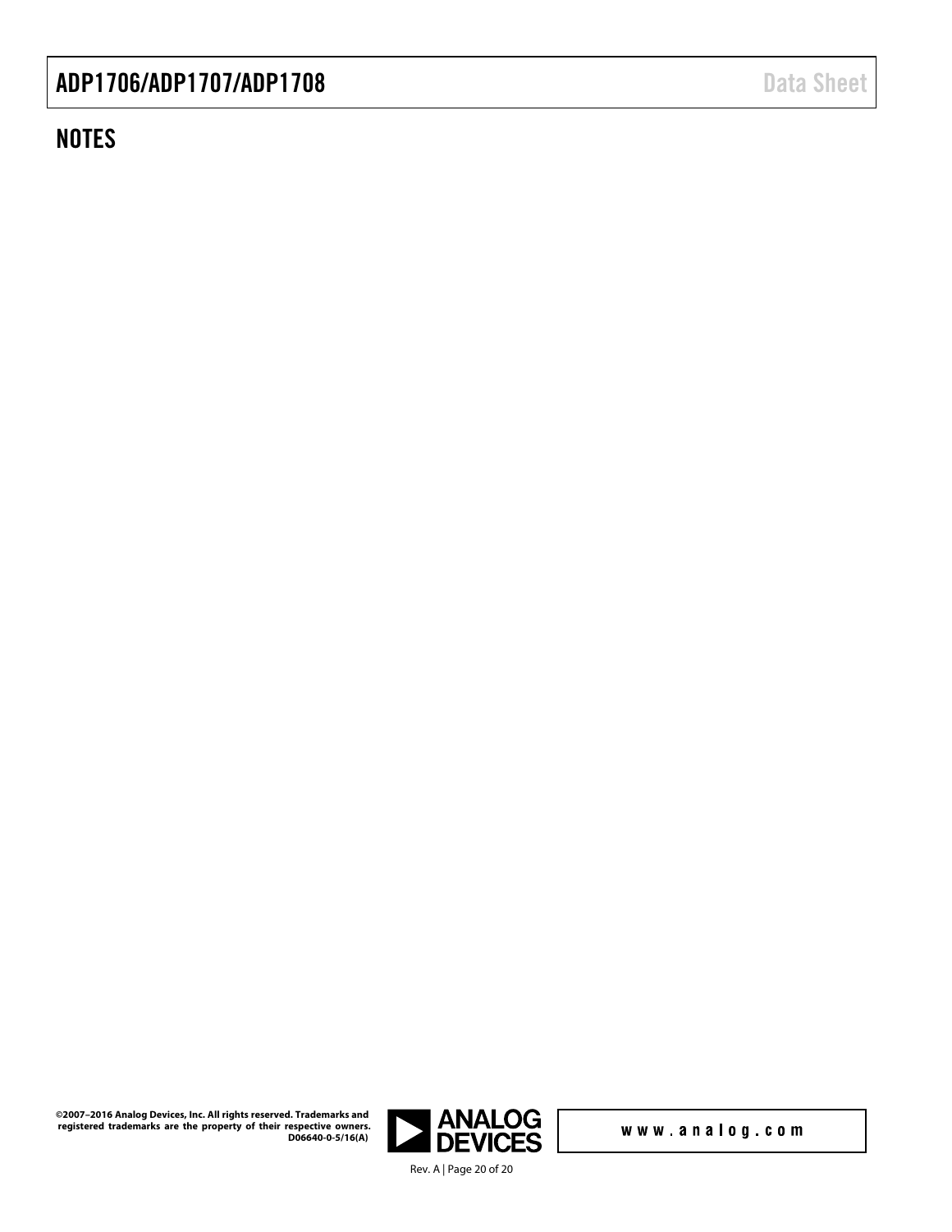## NOTES

©2007–2016 Analog Devices, Inc. All rights reserved. Trademarks and registered trademarks are the property of their respective owners.
D06640-0-5/16(A)

www.analog.com